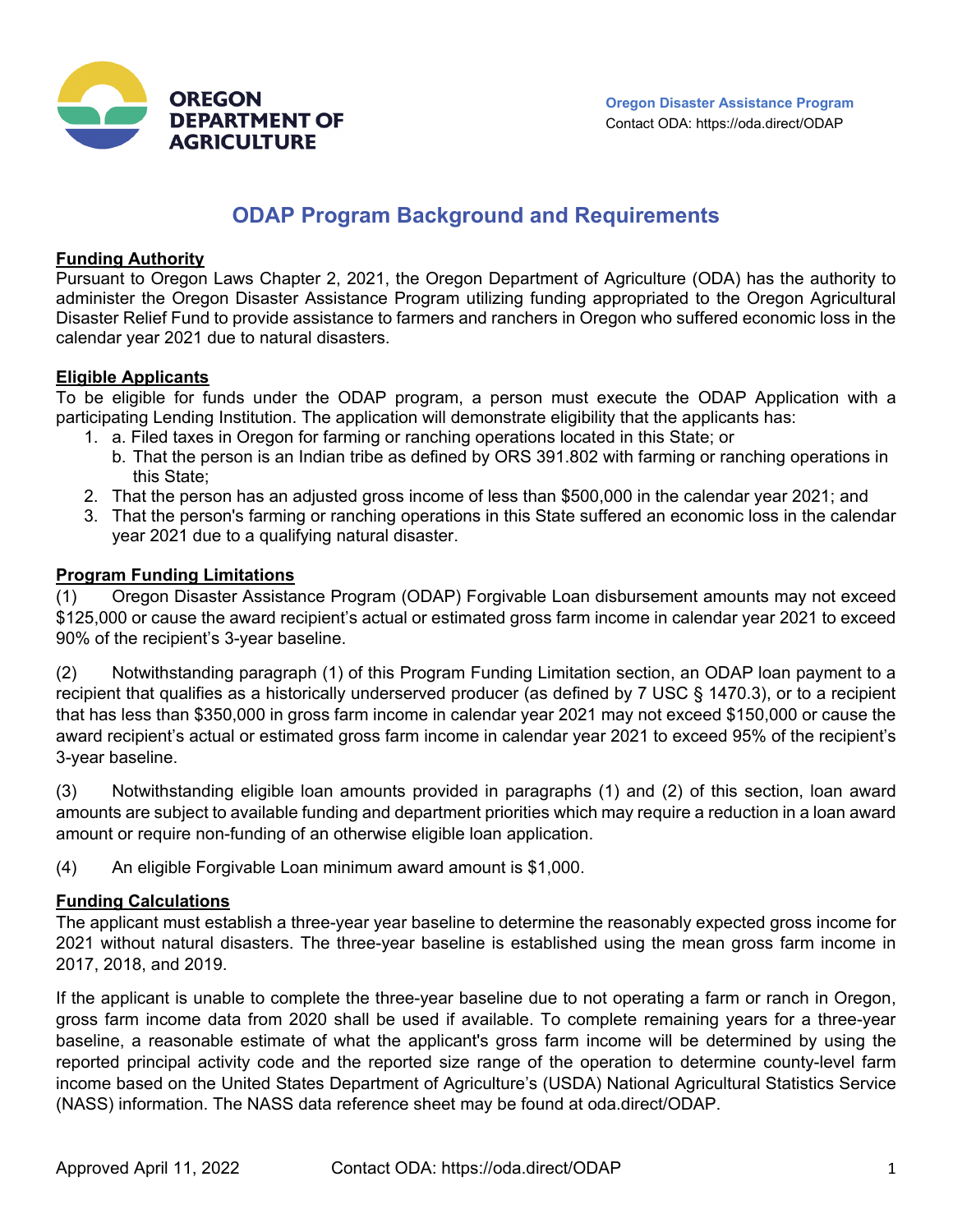OREGON DEPARTMENT OF AGRICULTURE

**Oregon Disaster Assistance Program**
Contact ODA: https://oda.direct/ODAP

# ODAP Program Background and Requirements

**Funding Authority**

Pursuant to Oregon Laws Chapter 2, 2021, the Oregon Department of Agriculture (ODA) has the authority to administer the Oregon Disaster Assistance Program utilizing funding appropriated to the Oregon Agricultural Disaster Relief Fund to provide assistance to farmers and ranchers in Oregon who suffered economic loss in the calendar year 2021 due to natural disasters.

**Eligible Applicants**

To be eligible for funds under the ODAP program, a person must execute the ODAP Application with a participating Lending Institution. The application will demonstrate eligibility that the applicants has:

1. a. Filed taxes in Oregon for farming or ranching operations located in this State; or
   b. That the person is an Indian tribe as defined by ORS 391.802 with farming or ranching operations in this State;
2. That the person has an adjusted gross income of less than $500,000 in the calendar year 2021; and
3. That the person's farming or ranching operations in this State suffered an economic loss in the calendar year 2021 due to a qualifying natural disaster.

**Program Funding Limitations**

(1) Oregon Disaster Assistance Program (ODAP) Forgivable Loan disbursement amounts may not exceed $125,000 or cause the award recipient's actual or estimated gross farm income in calendar year 2021 to exceed 90% of the recipient's 3-year baseline.

(2) Notwithstanding paragraph (1) of this Program Funding Limitation section, an ODAP loan payment to a recipient that qualifies as a historically underserved producer (as defined by 7 USC § 1470.3), or to a recipient that has less than $350,000 in gross farm income in calendar year 2021 may not exceed $150,000 or cause the award recipient's actual or estimated gross farm income in calendar year 2021 to exceed 95% of the recipient's 3-year baseline.

(3) Notwithstanding eligible loan amounts provided in paragraphs (1) and (2) of this section, loan award amounts are subject to available funding and department priorities which may require a reduction in a loan award amount or require non-funding of an otherwise eligible loan application.

(4) An eligible Forgivable Loan minimum award amount is $1,000.

**Funding Calculations**

The applicant must establish a three-year year baseline to determine the reasonably expected gross income for 2021 without natural disasters. The three-year baseline is established using the mean gross farm income in 2017, 2018, and 2019.

If the applicant is unable to complete the three-year baseline due to not operating a farm or ranch in Oregon, gross farm income data from 2020 shall be used if available. To complete remaining years for a three-year baseline, a reasonable estimate of what the applicant's gross farm income will be determined by using the reported principal activity code and the reported size range of the operation to determine county-level farm income based on the United States Department of Agriculture's (USDA) National Agricultural Statistics Service (NASS) information. The NASS data reference sheet may be found at oda.direct/ODAP.

Approved April 11, 2022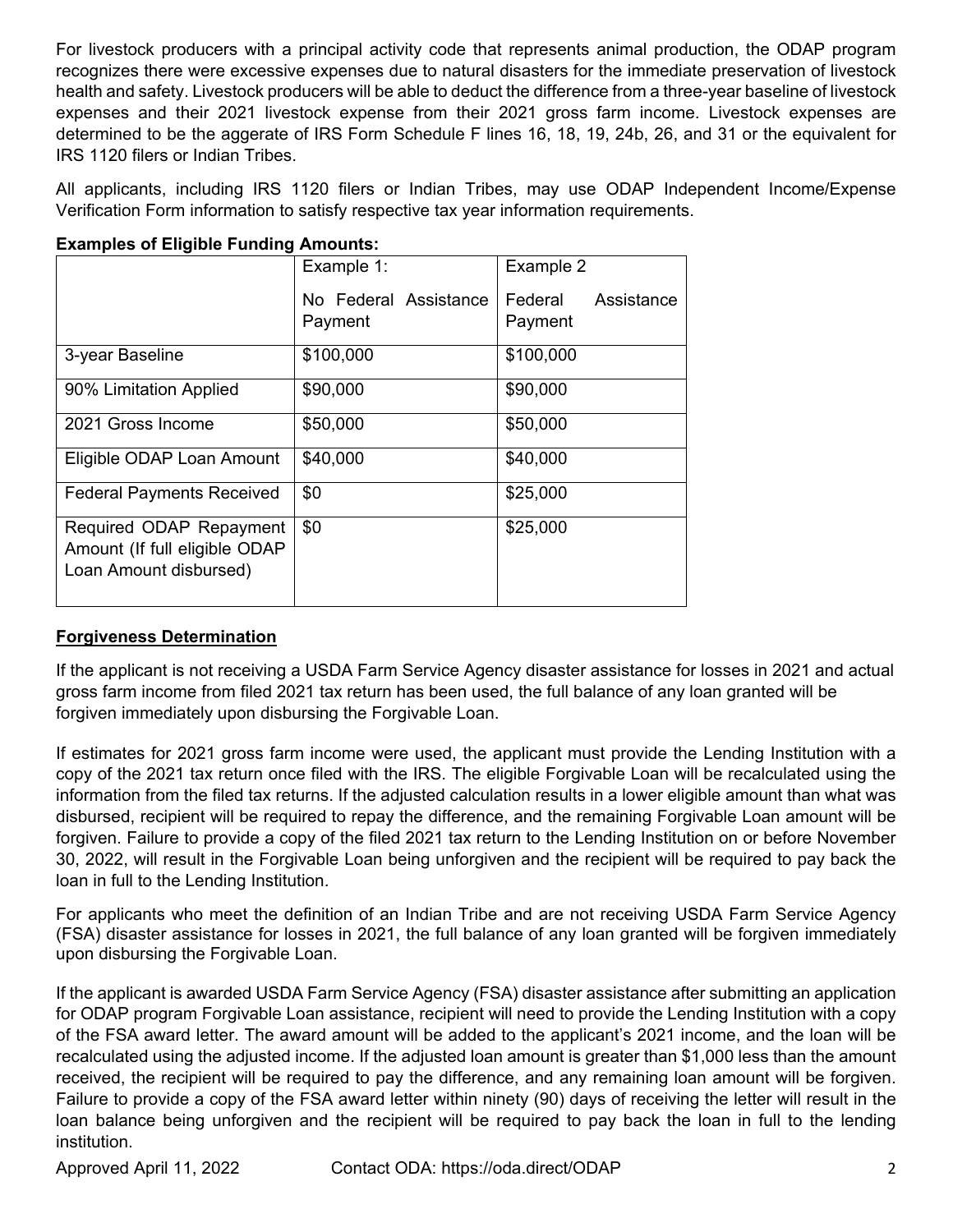For livestock producers with a principal activity code that represents animal production, the ODAP program recognizes there were excessive expenses due to natural disasters for the immediate preservation of livestock health and safety. Livestock producers will be able to deduct the difference from a three-year baseline of livestock expenses and their 2021 livestock expense from their 2021 gross farm income. Livestock expenses are determined to be the aggerate of IRS Form Schedule F lines 16, 18, 19, 24b, 26, and 31 or the equivalent for IRS 1120 filers or Indian Tribes.

All applicants, including IRS 1120 filers or Indian Tribes, may use ODAP Independent Income/Expense Verification Form information to satisfy respective tax year information requirements.

**Examples of Eligible Funding Amounts:**

| | Example 1: No Federal Assistance Payment | Example 2 Federal Assistance Payment |
|---|---|---|
| 3-year Baseline | $100,000 | $100,000 |
| 90% Limitation Applied | $90,000 | $90,000 |
| 2021 Gross Income | $50,000 | $50,000 |
| Eligible ODAP Loan Amount | $40,000 | $40,000 |
| Federal Payments Received | $0 | $25,000 |
| Required ODAP Repayment Amount (If full eligible ODAP Loan Amount disbursed) | $0 | $25,000 |

**Forgiveness Determination**

If the applicant is not receiving a USDA Farm Service Agency disaster assistance for losses in 2021 and actual gross farm income from filed 2021 tax return has been used, the full balance of any loan granted will be forgiven immediately upon disbursing the Forgivable Loan.

If estimates for 2021 gross farm income were used, the applicant must provide the Lending Institution with a copy of the 2021 tax return once filed with the IRS. The eligible Forgivable Loan will be recalculated using the information from the filed tax returns. If the adjusted calculation results in a lower eligible amount than what was disbursed, recipient will be required to repay the difference, and the remaining Forgivable Loan amount will be forgiven. Failure to provide a copy of the filed 2021 tax return to the Lending Institution on or before November 30, 2022, will result in the Forgivable Loan being unforgiven and the recipient will be required to pay back the loan in full to the Lending Institution.

For applicants who meet the definition of an Indian Tribe and are not receiving USDA Farm Service Agency (FSA) disaster assistance for losses in 2021, the full balance of any loan granted will be forgiven immediately upon disbursing the Forgivable Loan.

If the applicant is awarded USDA Farm Service Agency (FSA) disaster assistance after submitting an application for ODAP program Forgivable Loan assistance, recipient will need to provide the Lending Institution with a copy of the FSA award letter. The award amount will be added to the applicant's 2021 income, and the loan will be recalculated using the adjusted income. If the adjusted loan amount is greater than $1,000 less than the amount received, the recipient will be required to pay the difference, and any remaining loan amount will be forgiven. Failure to provide a copy of the FSA award letter within ninety (90) days of receiving the letter will result in the loan balance being unforgiven and the recipient will be required to pay back the loan in full to the lending institution.

Approved April 11, 2022 Contact ODA: https://oda.direct/ODAP